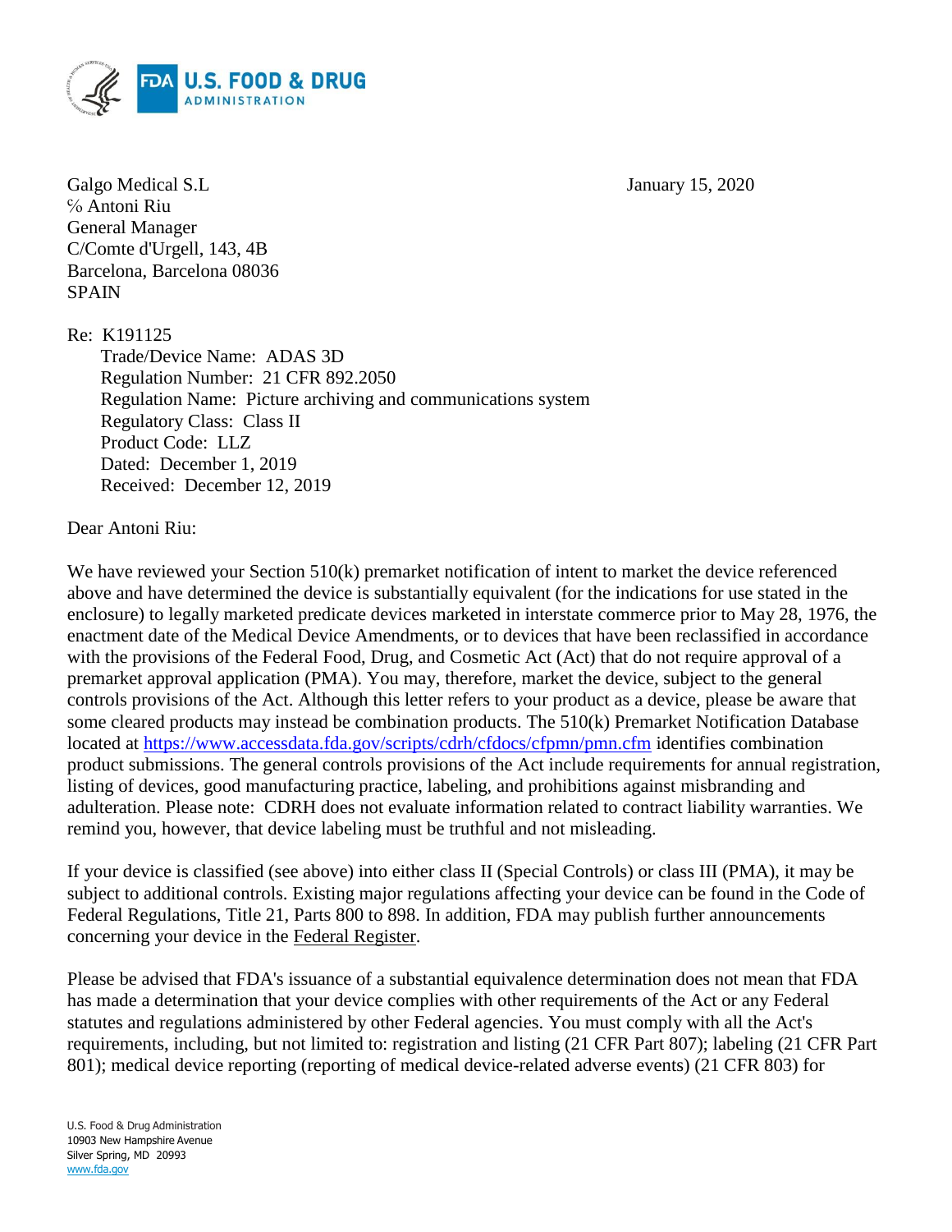Galgo Medical S.L
℅ Antoni Riu
General Manager
C/Comte d'Urgell, 143, 4B
Barcelona, Barcelona 08036
SPAIN

January 15, 2020

Re: K191125

Trade/Device Name: ADAS 3D
Regulation Number: 21 CFR 892.2050
Regulation Name: Picture archiving and communications system
Regulatory Class: Class II
Product Code: LLZ
Dated: December 1, 2019
Received: December 12, 2019

Dear Antoni Riu:

We have reviewed your Section 510(k) premarket notification of intent to market the device referenced above and have determined the device is substantially equivalent (for the indications for use stated in the enclosure) to legally marketed predicate devices marketed in interstate commerce prior to May 28, 1976, the enactment date of the Medical Device Amendments, or to devices that have been reclassified in accordance with the provisions of the Federal Food, Drug, and Cosmetic Act (Act) that do not require approval of a premarket approval application (PMA). You may, therefore, market the device, subject to the general controls provisions of the Act. Although this letter refers to your product as a device, please be aware that some cleared products may instead be combination products. The 510(k) Premarket Notification Database located at https://www.accessdata.fda.gov/scripts/cdrh/cfdocs/cfpmn/pmn.cfm identifies combination product submissions. The general controls provisions of the Act include requirements for annual registration, listing of devices, good manufacturing practice, labeling, and prohibitions against misbranding and adulteration. Please note: CDRH does not evaluate information related to contract liability warranties. We remind you, however, that device labeling must be truthful and not misleading.

If your device is classified (see above) into either class II (Special Controls) or class III (PMA), it may be subject to additional controls. Existing major regulations affecting your device can be found in the Code of Federal Regulations, Title 21, Parts 800 to 898. In addition, FDA may publish further announcements concerning your device in the Federal Register.

Please be advised that FDA's issuance of a substantial equivalence determination does not mean that FDA has made a determination that your device complies with other requirements of the Act or any Federal statutes and regulations administered by other Federal agencies. You must comply with all the Act's requirements, including, but not limited to: registration and listing (21 CFR Part 807); labeling (21 CFR Part 801); medical device reporting (reporting of medical device-related adverse events) (21 CFR 803) for

U.S. Food & Drug Administration
10903 New Hampshire Avenue
Silver Spring, MD 20993
www.fda.gov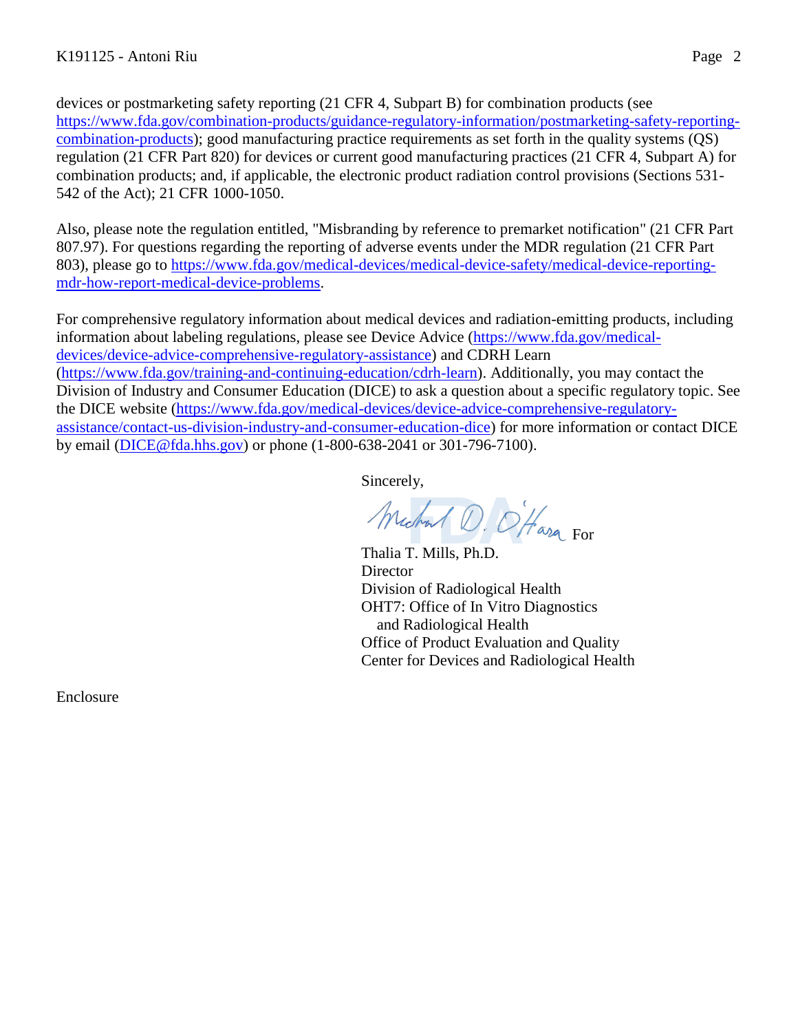devices or postmarketing safety reporting (21 CFR 4, Subpart B) for combination products (see https://www.fda.gov/combination-products/guidance-regulatory-information/postmarketing-safety-reporting-combination-products); good manufacturing practice requirements as set forth in the quality systems (QS) regulation (21 CFR Part 820) for devices or current good manufacturing practices (21 CFR 4, Subpart A) for combination products; and, if applicable, the electronic product radiation control provisions (Sections 531-542 of the Act); 21 CFR 1000-1050.

Also, please note the regulation entitled, "Misbranding by reference to premarket notification" (21 CFR Part 807.97). For questions regarding the reporting of adverse events under the MDR regulation (21 CFR Part 803), please go to https://www.fda.gov/medical-devices/medical-device-safety/medical-device-reporting-mdr-how-report-medical-device-problems.

For comprehensive regulatory information about medical devices and radiation-emitting products, including information about labeling regulations, please see Device Advice (https://www.fda.gov/medical-devices/device-advice-comprehensive-regulatory-assistance) and CDRH Learn (https://www.fda.gov/training-and-continuing-education/cdrh-learn). Additionally, you may contact the Division of Industry and Consumer Education (DICE) to ask a question about a specific regulatory topic. See the DICE website (https://www.fda.gov/medical-devices/device-advice-comprehensive-regulatory-assistance/contact-us-division-industry-and-consumer-education-dice) for more information or contact DICE by email (DICE@fda.hhs.gov) or phone (1-800-638-2041 or 301-796-7100).

Sincerely,

Michael D. O'Hara For

Thalia T. Mills, Ph.D.
Director
Division of Radiological Health
OHT7: Office of In Vitro Diagnostics
and Radiological Health
Office of Product Evaluation and Quality
Center for Devices and Radiological Health

Enclosure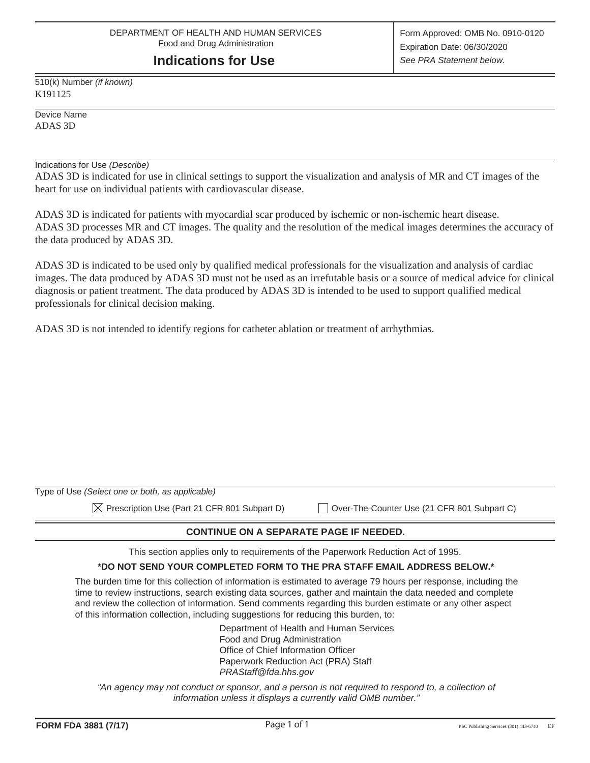DEPARTMENT OF HEALTH AND HUMAN SERVICES
Food and Drug Administration

# Indications for Use

Form Approved: OMB No. 0910-0120
Expiration Date: 06/30/2020
*See PRA Statement below.*

510(k) Number *(if known)*
K191125

Device Name
ADAS 3D

Indications for Use *(Describe)*

ADAS 3D is indicated for use in clinical settings to support the visualization and analysis of MR and CT images of the heart for use on individual patients with cardiovascular disease.

ADAS 3D is indicated for patients with myocardial scar produced by ischemic or non-ischemic heart disease.
ADAS 3D processes MR and CT images. The quality and the resolution of the medical images determines the accuracy of the data produced by ADAS 3D.

ADAS 3D is indicated to be used only by qualified medical professionals for the visualization and analysis of cardiac images. The data produced by ADAS 3D must not be used as an irrefutable basis or a source of medical advice for clinical diagnosis or patient treatment. The data produced by ADAS 3D is intended to be used to support qualified medical professionals for clinical decision making.

ADAS 3D is not intended to identify regions for catheter ablation or treatment of arrhythmias.

Type of Use *(Select one or both, as applicable)*

☒ Prescription Use (Part 21 CFR 801 Subpart D) ☐ Over-The-Counter Use (21 CFR 801 Subpart C)

**CONTINUE ON A SEPARATE PAGE IF NEEDED.**

This section applies only to requirements of the Paperwork Reduction Act of 1995.

**\*DO NOT SEND YOUR COMPLETED FORM TO THE PRA STAFF EMAIL ADDRESS BELOW.\***

The burden time for this collection of information is estimated to average 79 hours per response, including the time to review instructions, search existing data sources, gather and maintain the data needed and complete and review the collection of information. Send comments regarding this burden estimate or any other aspect of this information collection, including suggestions for reducing this burden, to:

Department of Health and Human Services
Food and Drug Administration
Office of Chief Information Officer
Paperwork Reduction Act (PRA) Staff
*PRAStaff@fda.hhs.gov*

*"An agency may not conduct or sponsor, and a person is not required to respond to, a collection of information unless it displays a currently valid OMB number."*

**FORM FDA 3881 (7/17)** PSC Publishing Services (301) 443-6740 EF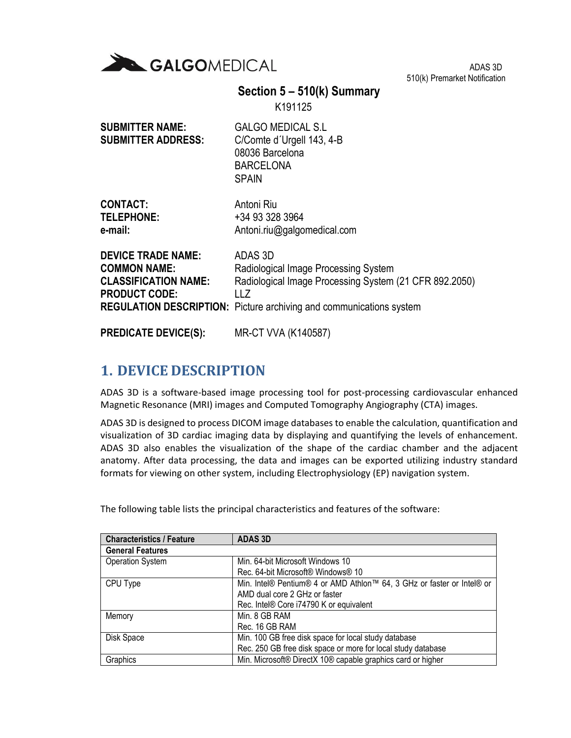# Section 5 – 510(k) Summary

K191125

**SUBMITTER NAME:** GALGO MEDICAL S.L
**SUBMITTER ADDRESS:** C/Comte d´Urgell 143, 4-B
08036 Barcelona
BARCELONA
SPAIN

**CONTACT:** Antoni Riu
**TELEPHONE:** +34 93 328 3964
**e-mail:** Antoni.riu@galgomedical.com

**DEVICE TRADE NAME:** ADAS 3D
**COMMON NAME:** Radiological Image Processing System
**CLASSIFICATION NAME:** Radiological Image Processing System (21 CFR 892.2050)
**PRODUCT CODE:** LLZ
**REGULATION DESCRIPTION:** Picture archiving and communications system

**PREDICATE DEVICE(S):** MR-CT VVA (K140587)

## 1. DEVICE DESCRIPTION

ADAS 3D is a software-based image processing tool for post-processing cardiovascular enhanced Magnetic Resonance (MRI) images and Computed Tomography Angiography (CTA) images.

ADAS 3D is designed to process DICOM image databases to enable the calculation, quantification and visualization of 3D cardiac imaging data by displaying and quantifying the levels of enhancement. ADAS 3D also enables the visualization of the shape of the cardiac chamber and the adjacent anatomy. After data processing, the data and images can be exported utilizing industry standard formats for viewing on other system, including Electrophysiology (EP) navigation system.

The following table lists the principal characteristics and features of the software:

| Characteristics / Feature | ADAS 3D |
|---|---|
| **General Features** | |
| Operation System | Min. 64-bit Microsoft Windows 10<br>Rec. 64-bit Microsoft® Windows® 10 |
| CPU Type | Min. Intel® Pentium® 4 or AMD Athlon™ 64, 3 GHz or faster or Intel® or AMD dual core 2 GHz or faster<br>Rec. Intel® Core i74790 K or equivalent |
| Memory | Min. 8 GB RAM<br>Rec. 16 GB RAM |
| Disk Space | Min. 100 GB free disk space for local study database<br>Rec. 250 GB free disk space or more for local study database |
| Graphics | Min. Microsoft® DirectX 10® capable graphics card or higher |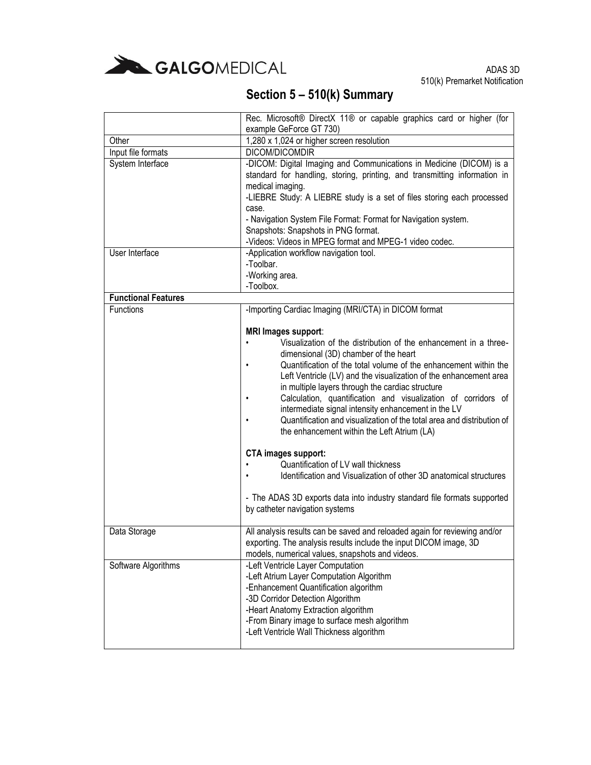# Section 5 – 510(k) Summary

| | |
|---|---|
| | Rec. Microsoft® DirectX 11® or capable graphics card or higher (for example GeForce GT 730) |
| Other | 1,280 x 1,024 or higher screen resolution |
| Input file formats | DICOM/DICOMDIR |
| System Interface | -DICOM: Digital Imaging and Communications in Medicine (DICOM) is a standard for handling, storing, printing, and transmitting information in medical imaging.<br>-LIEBRE Study: A LIEBRE study is a set of files storing each processed case.<br>- Navigation System File Format: Format for Navigation system.<br>Snapshots: Snapshots in PNG format.<br>-Videos: Videos in MPEG format and MPEG-1 video codec. |
| User Interface | -Application workflow navigation tool.<br>-Toolbar.<br>-Working area.<br>-Toolbox. |
| **Functional Features** | |
| Functions | -Importing Cardiac Imaging (MRI/CTA) in DICOM format<br><br>**MRI Images support**:<br>• Visualization of the distribution of the enhancement in a three-dimensional (3D) chamber of the heart<br>• Quantification of the total volume of the enhancement within the Left Ventricle (LV) and the visualization of the enhancement area in multiple layers through the cardiac structure<br>• Calculation, quantification and visualization of corridors of intermediate signal intensity enhancement in the LV<br>• Quantification and visualization of the total area and distribution of the enhancement within the Left Atrium (LA)<br><br>**CTA images support:**<br>• Quantification of LV wall thickness<br>• Identification and Visualization of other 3D anatomical structures<br><br>- The ADAS 3D exports data into industry standard file formats supported by catheter navigation systems |
| Data Storage | All analysis results can be saved and reloaded again for reviewing and/or exporting. The analysis results include the input DICOM image, 3D models, numerical values, snapshots and videos. |
| Software Algorithms | -Left Ventricle Layer Computation<br>-Left Atrium Layer Computation Algorithm<br>-Enhancement Quantification algorithm<br>-3D Corridor Detection Algorithm<br>-Heart Anatomy Extraction algorithm<br>-From Binary image to surface mesh algorithm<br>-Left Ventricle Wall Thickness algorithm |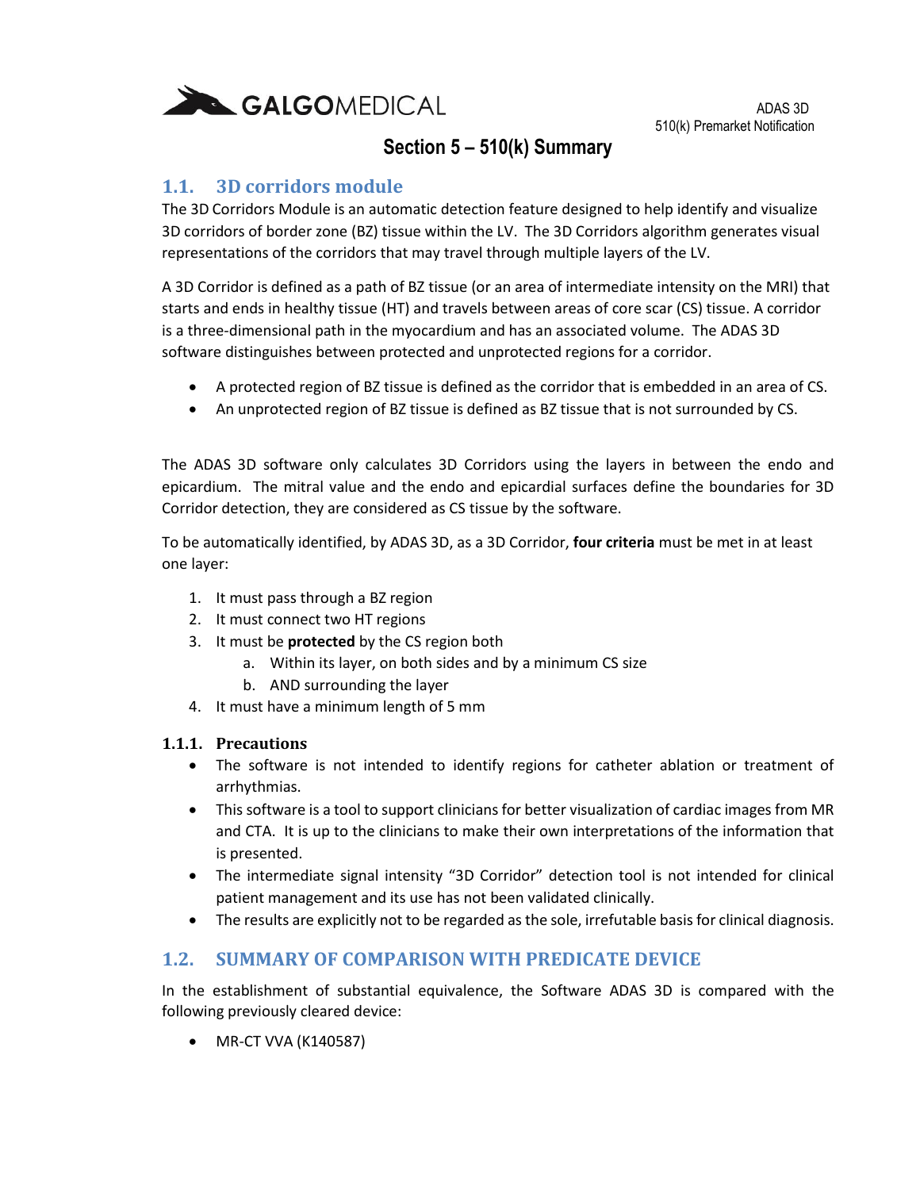# Section 5 – 510(k) Summary

## 1.1. 3D corridors module

The 3D Corridors Module is an automatic detection feature designed to help identify and visualize 3D corridors of border zone (BZ) tissue within the LV. The 3D Corridors algorithm generates visual representations of the corridors that may travel through multiple layers of the LV.

A 3D Corridor is defined as a path of BZ tissue (or an area of intermediate intensity on the MRI) that starts and ends in healthy tissue (HT) and travels between areas of core scar (CS) tissue. A corridor is a three-dimensional path in the myocardium and has an associated volume. The ADAS 3D software distinguishes between protected and unprotected regions for a corridor.

- A protected region of BZ tissue is defined as the corridor that is embedded in an area of CS.
- An unprotected region of BZ tissue is defined as BZ tissue that is not surrounded by CS.

The ADAS 3D software only calculates 3D Corridors using the layers in between the endo and epicardium. The mitral value and the endo and epicardial surfaces define the boundaries for 3D Corridor detection, they are considered as CS tissue by the software.

To be automatically identified, by ADAS 3D, as a 3D Corridor, **four criteria** must be met in at least one layer:

1. It must pass through a BZ region
2. It must connect two HT regions
3. It must be **protected** by the CS region both
   a. Within its layer, on both sides and by a minimum CS size
   b. AND surrounding the layer
4. It must have a minimum length of 5 mm

### 1.1.1. Precautions

- The software is not intended to identify regions for catheter ablation or treatment of arrhythmias.
- This software is a tool to support clinicians for better visualization of cardiac images from MR and CTA. It is up to the clinicians to make their own interpretations of the information that is presented.
- The intermediate signal intensity "3D Corridor" detection tool is not intended for clinical patient management and its use has not been validated clinically.
- The results are explicitly not to be regarded as the sole, irrefutable basis for clinical diagnosis.

## 1.2. SUMMARY OF COMPARISON WITH PREDICATE DEVICE

In the establishment of substantial equivalence, the Software ADAS 3D is compared with the following previously cleared device:

- MR-CT VVA (K140587)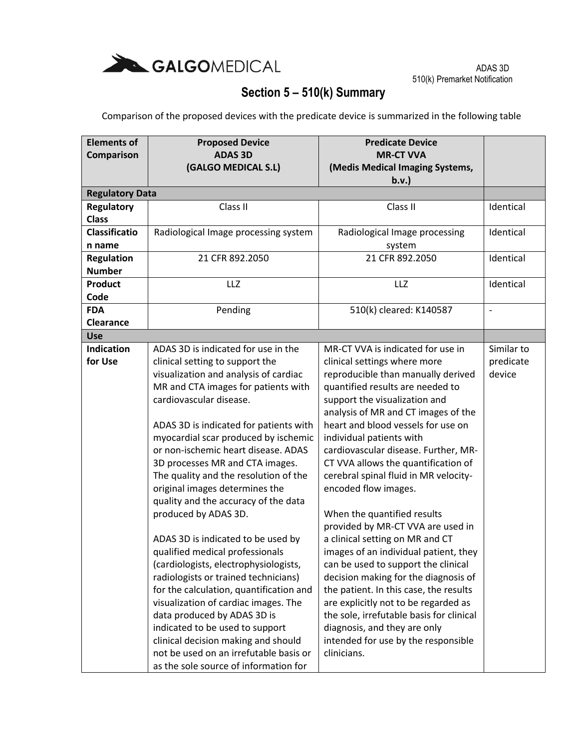## Section 5 – 510(k) Summary

Comparison of the proposed devices with the predicate device is summarized in the following table

| Elements of Comparison | Proposed Device ADAS 3D (GALGO MEDICAL S.L) | Predicate Device MR-CT VVA (Medis Medical Imaging Systems, b.v.) | |
|---|---|---|---|
| **Regulatory Data** | | | |
| **Regulatory Class** | Class II | Class II | Identical |
| **Classification name** | Radiological Image processing system | Radiological Image processing system | Identical |
| **Regulation Number** | 21 CFR 892.2050 | 21 CFR 892.2050 | Identical |
| **Product Code** | LLZ | LLZ | Identical |
| **FDA Clearance** | Pending | 510(k) cleared: K140587 | - |
| **Use** | | | |
| **Indication for Use** | ADAS 3D is indicated for use in the clinical setting to support the visualization and analysis of cardiac MR and CTA images for patients with cardiovascular disease.<br><br>ADAS 3D is indicated for patients with myocardial scar produced by ischemic or non-ischemic heart disease. ADAS 3D processes MR and CTA images. The quality and the resolution of the original images determines the quality and the accuracy of the data produced by ADAS 3D.<br><br>ADAS 3D is indicated to be used by qualified medical professionals (cardiologists, electrophysiologists, radiologists or trained technicians) for the calculation, quantification and visualization of cardiac images. The data produced by ADAS 3D is indicated to be used to support clinical decision making and should not be used on an irrefutable basis or as the sole source of information for | MR-CT VVA is indicated for use in clinical settings where more reproducible than manually derived quantified results are needed to support the visualization and analysis of MR and CT images of the heart and blood vessels for use on individual patients with cardiovascular disease. Further, MR-CT VVA allows the quantification of cerebral spinal fluid in MR velocity-encoded flow images.<br><br>When the quantified results provided by MR-CT VVA are used in a clinical setting on MR and CT images of an individual patient, they can be used to support the clinical decision making for the diagnosis of the patient. In this case, the results are explicitly not to be regarded as the sole, irrefutable basis for clinical diagnosis, and they are only intended for use by the responsible clinicians. | Similar to predicate device |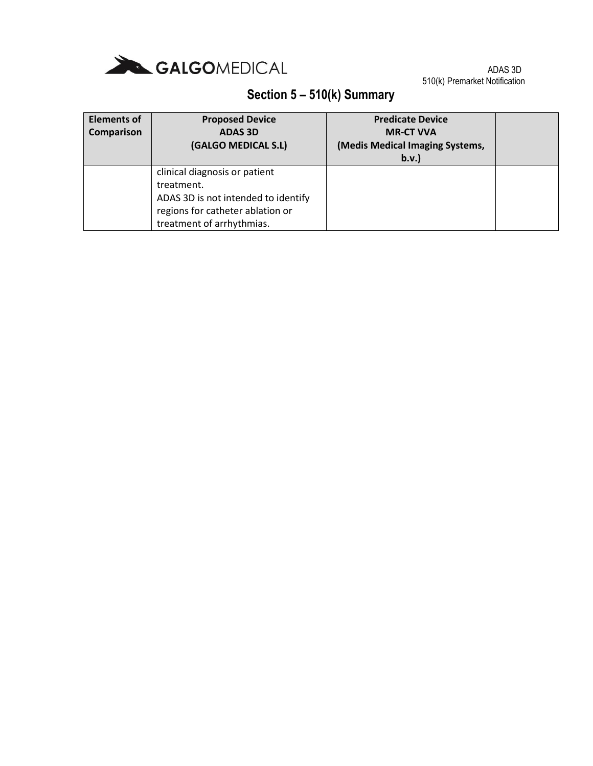## Section 5 – 510(k) Summary

| Elements of Comparison | Proposed Device<br>ADAS 3D<br>(GALGO MEDICAL S.L) | Predicate Device<br>MR-CT VVA<br>(Medis Medical Imaging Systems, b.v.) | |
|---|---|---|---|
| | clinical diagnosis or patient treatment.<br>ADAS 3D is not intended to identify regions for catheter ablation or treatment of arrhythmias. | | |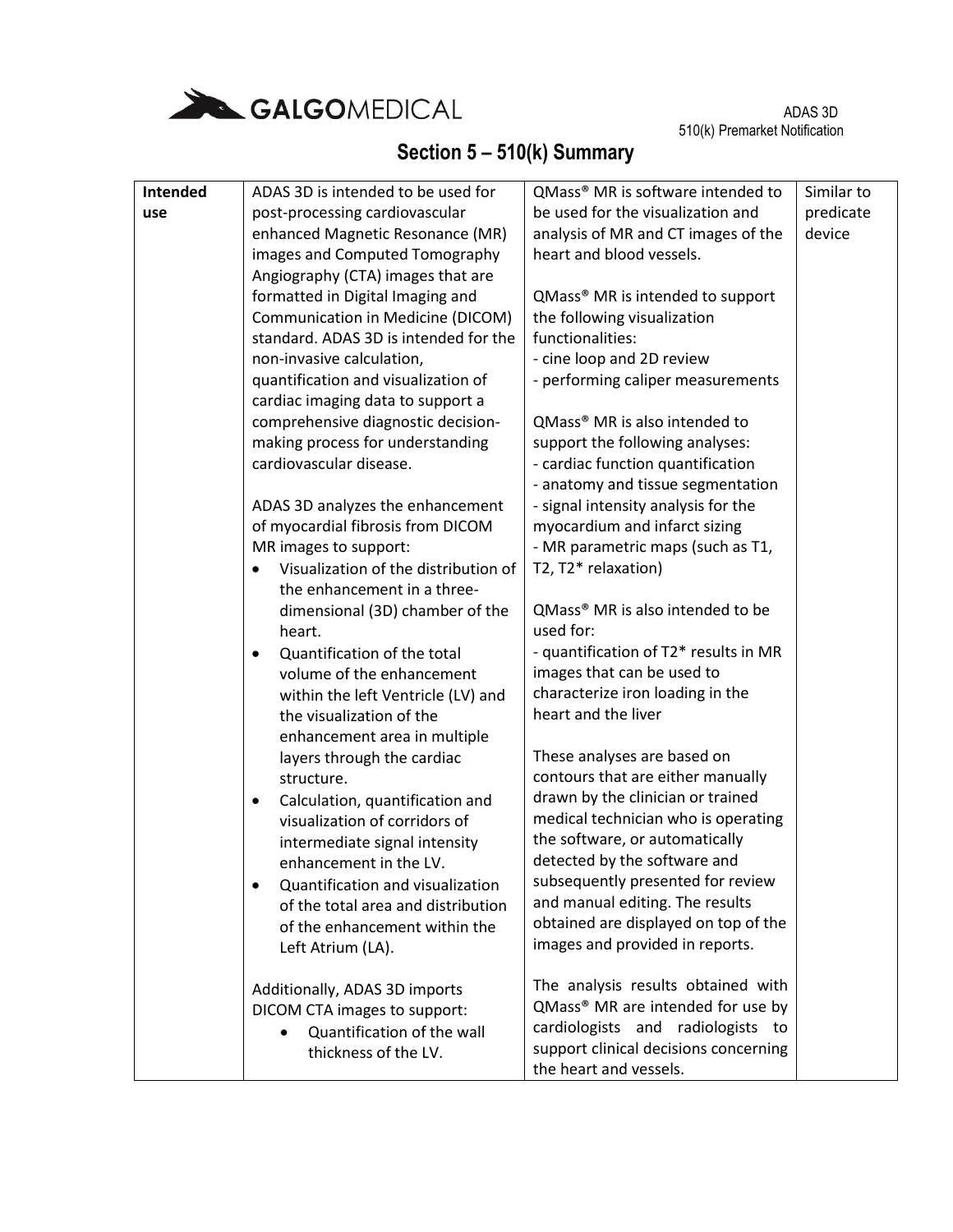# Section 5 – 510(k) Summary

| | | | |
|---|---|---|---|
| **Intended use** | ADAS 3D is intended to be used for post-processing cardiovascular enhanced Magnetic Resonance (MR) images and Computed Tomography Angiography (CTA) images that are formatted in Digital Imaging and Communication in Medicine (DICOM) standard. ADAS 3D is intended for the non-invasive calculation, quantification and visualization of cardiac imaging data to support a comprehensive diagnostic decision-making process for understanding cardiovascular disease.<br><br>ADAS 3D analyzes the enhancement of myocardial fibrosis from DICOM MR images to support:<br>• Visualization of the distribution of the enhancement in a three-dimensional (3D) chamber of the heart.<br>• Quantification of the total volume of the enhancement within the left Ventricle (LV) and the visualization of the enhancement area in multiple layers through the cardiac structure.<br>• Calculation, quantification and visualization of corridors of intermediate signal intensity enhancement in the LV.<br>• Quantification and visualization of the total area and distribution of the enhancement within the Left Atrium (LA).<br><br>Additionally, ADAS 3D imports DICOM CTA images to support:<br>• Quantification of the wall thickness of the LV. | QMass® MR is software intended to be used for the visualization and analysis of MR and CT images of the heart and blood vessels.<br><br>QMass® MR is intended to support the following visualization functionalities:<br>- cine loop and 2D review<br>- performing caliper measurements<br><br>QMass® MR is also intended to support the following analyses:<br>- cardiac function quantification<br>- anatomy and tissue segmentation<br>- signal intensity analysis for the myocardium and infarct sizing<br>- MR parametric maps (such as T1, T2, T2* relaxation)<br><br>QMass® MR is also intended to be used for:<br>- quantification of T2* results in MR images that can be used to characterize iron loading in the heart and the liver<br><br>These analyses are based on contours that are either manually drawn by the clinician or trained medical technician who is operating the software, or automatically detected by the software and subsequently presented for review and manual editing. The results obtained are displayed on top of the images and provided in reports.<br><br>The analysis results obtained with QMass® MR are intended for use by cardiologists and radiologists to support clinical decisions concerning the heart and vessels. | Similar to predicate device |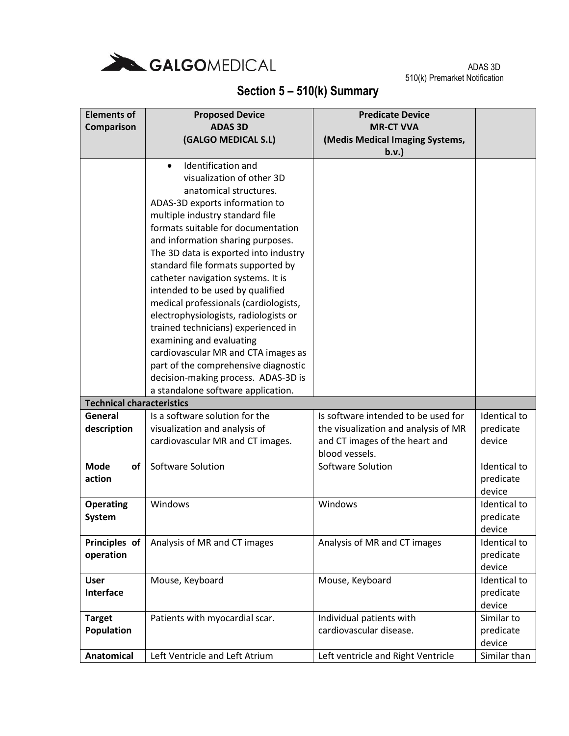# Section 5 – 510(k) Summary

| Elements of Comparison | Proposed Device ADAS 3D (GALGO MEDICAL S.L) | Predicate Device MR-CT VVA (Medis Medical Imaging Systems, b.v.) | |
|---|---|---|---|
| | • Identification and visualization of other 3D anatomical structures. ADAS-3D exports information to multiple industry standard file formats suitable for documentation and information sharing purposes. The 3D data is exported into industry standard file formats supported by catheter navigation systems. It is intended to be used by qualified medical professionals (cardiologists, electrophysiologists, radiologists or trained technicians) experienced in examining and evaluating cardiovascular MR and CTA images as part of the comprehensive diagnostic decision-making process. ADAS-3D is a standalone software application. | | |
| **Technical characteristics** | | | |
| **General description** | Is a software solution for the visualization and analysis of cardiovascular MR and CT images. | Is software intended to be used for the visualization and analysis of MR and CT images of the heart and blood vessels. | Identical to predicate device |
| **Mode of action** | Software Solution | Software Solution | Identical to predicate device |
| **Operating System** | Windows | Windows | Identical to predicate device |
| **Principles of operation** | Analysis of MR and CT images | Analysis of MR and CT images | Identical to predicate device |
| **User Interface** | Mouse, Keyboard | Mouse, Keyboard | Identical to predicate device |
| **Target Population** | Patients with myocardial scar. | Individual patients with cardiovascular disease. | Similar to predicate device |
| **Anatomical** | Left Ventricle and Left Atrium | Left ventricle and Right Ventricle | Similar than |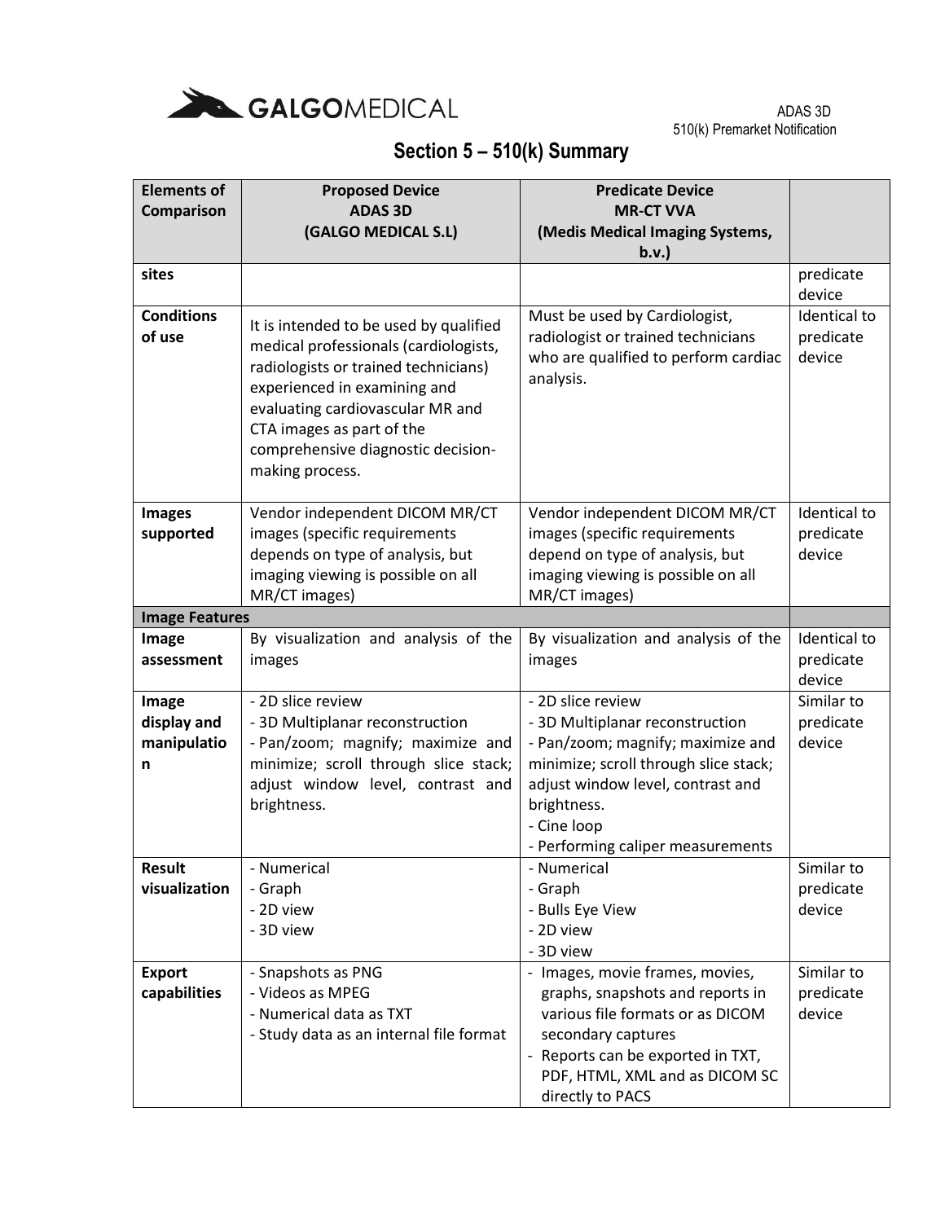# Section 5 – 510(k) Summary

| Elements of Comparison | Proposed Device ADAS 3D (GALGO MEDICAL S.L) | Predicate Device MR-CT VVA (Medis Medical Imaging Systems, b.v.) | |
|---|---|---|---|
| sites | | | predicate device |
| Conditions of use | It is intended to be used by qualified medical professionals (cardiologists, radiologists or trained technicians) experienced in examining and evaluating cardiovascular MR and CTA images as part of the comprehensive diagnostic decision-making process. | Must be used by Cardiologist, radiologist or trained technicians who are qualified to perform cardiac analysis. | Identical to predicate device |
| Images supported | Vendor independent DICOM MR/CT images (specific requirements depends on type of analysis, but imaging viewing is possible on all MR/CT images) | Vendor independent DICOM MR/CT images (specific requirements depend on type of analysis, but imaging viewing is possible on all MR/CT images) | Identical to predicate device |
| **Image Features** | | | |
| Image assessment | By visualization and analysis of the images | By visualization and analysis of the images | Identical to predicate device |
| Image display and manipulation | - 2D slice review<br>- 3D Multiplanar reconstruction<br>- Pan/zoom; magnify; maximize and minimize; scroll through slice stack; adjust window level, contrast and brightness. | - 2D slice review<br>- 3D Multiplanar reconstruction<br>- Pan/zoom; magnify; maximize and minimize; scroll through slice stack; adjust window level, contrast and brightness.<br>- Cine loop<br>- Performing caliper measurements | Similar to predicate device |
| Result visualization | - Numerical<br>- Graph<br>- 2D view<br>- 3D view | - Numerical<br>- Graph<br>- Bulls Eye View<br>- 2D view<br>- 3D view | Similar to predicate device |
| Export capabilities | - Snapshots as PNG<br>- Videos as MPEG<br>- Numerical data as TXT<br>- Study data as an internal file format | - Images, movie frames, movies, graphs, snapshots and reports in various file formats or as DICOM secondary captures<br>- Reports can be exported in TXT, PDF, HTML, XML and as DICOM SC directly to PACS | Similar to predicate device |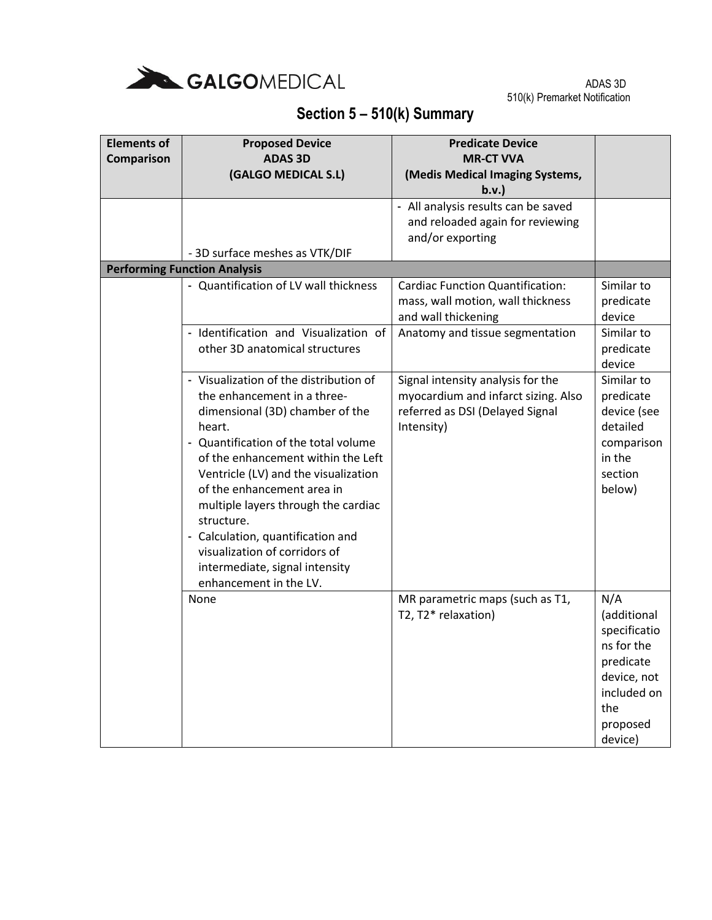# Section 5 – 510(k) Summary

| Elements of Comparison | Proposed Device ADAS 3D (GALGO MEDICAL S.L) | Predicate Device MR-CT VVA (Medis Medical Imaging Systems, b.v.) | |
|---|---|---|---|
| | - 3D surface meshes as VTK/DIF | - All analysis results can be saved and reloaded again for reviewing and/or exporting | |
| **Performing Function Analysis** | | | |
| | - Quantification of LV wall thickness | Cardiac Function Quantification: mass, wall motion, wall thickness and wall thickening | Similar to predicate device |
| | - Identification and Visualization of other 3D anatomical structures | Anatomy and tissue segmentation | Similar to predicate device |
| | - Visualization of the distribution of the enhancement in a three-dimensional (3D) chamber of the heart.<br>- Quantification of the total volume of the enhancement within the Left Ventricle (LV) and the visualization of the enhancement area in multiple layers through the cardiac structure.<br>- Calculation, quantification and visualization of corridors of intermediate, signal intensity enhancement in the LV. | Signal intensity analysis for the myocardium and infarct sizing. Also referred as DSI (Delayed Signal Intensity) | Similar to predicate device (see detailed comparison in the section below) |
| | None | MR parametric maps (such as T1, T2, T2* relaxation) | N/A (additional specifications for the predicate device, not included on the proposed device) |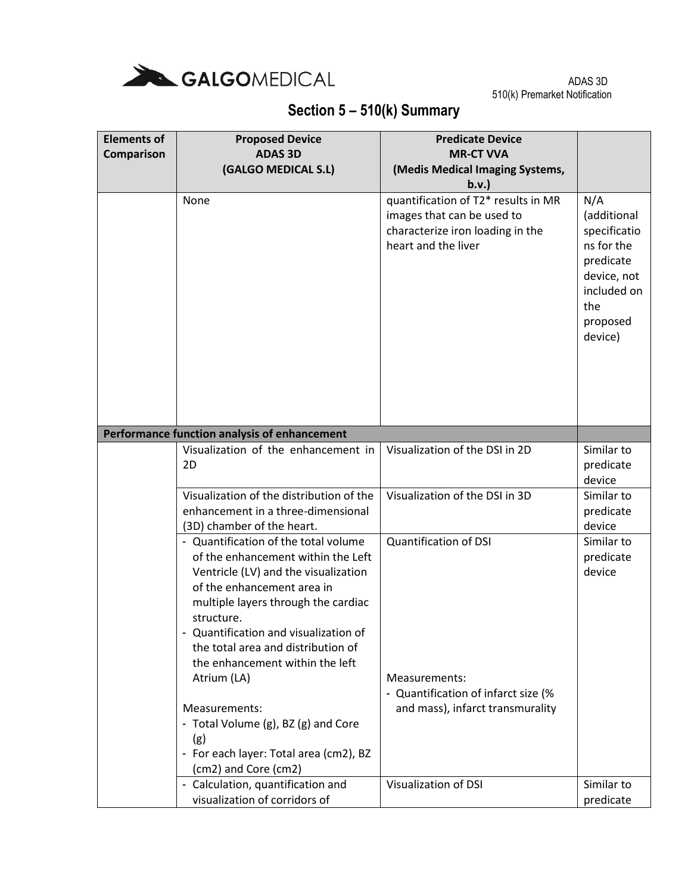# Section 5 – 510(k) Summary

| Elements of Comparison | Proposed Device<br>ADAS 3D<br>(GALGO MEDICAL S.L) | Predicate Device<br>MR-CT VVA<br>(Medis Medical Imaging Systems, b.v.) | |
|---|---|---|---|
| | None | quantification of T2* results in MR images that can be used to characterize iron loading in the heart and the liver | N/A (additional specifications for the predicate device, not included on the proposed device) |
| **Performance function analysis of enhancement** | | | |
| | Visualization of the enhancement in 2D | Visualization of the DSI in 2D | Similar to predicate device |
| | Visualization of the distribution of the enhancement in a three-dimensional (3D) chamber of the heart. | Visualization of the DSI in 3D | Similar to predicate device |
| | - Quantification of the total volume of the enhancement within the Left Ventricle (LV) and the visualization of the enhancement area in multiple layers through the cardiac structure.<br>- Quantification and visualization of the total area and distribution of the enhancement within the left Atrium (LA)<br><br>Measurements:<br>- Total Volume (g), BZ (g) and Core (g)<br>- For each layer: Total area (cm2), BZ (cm2) and Core (cm2) | Quantification of DSI<br><br>Measurements:<br>- Quantification of infarct size (% and mass), infarct transmurality | Similar to predicate device |
| | - Calculation, quantification and visualization of corridors of | Visualization of DSI | Similar to predicate |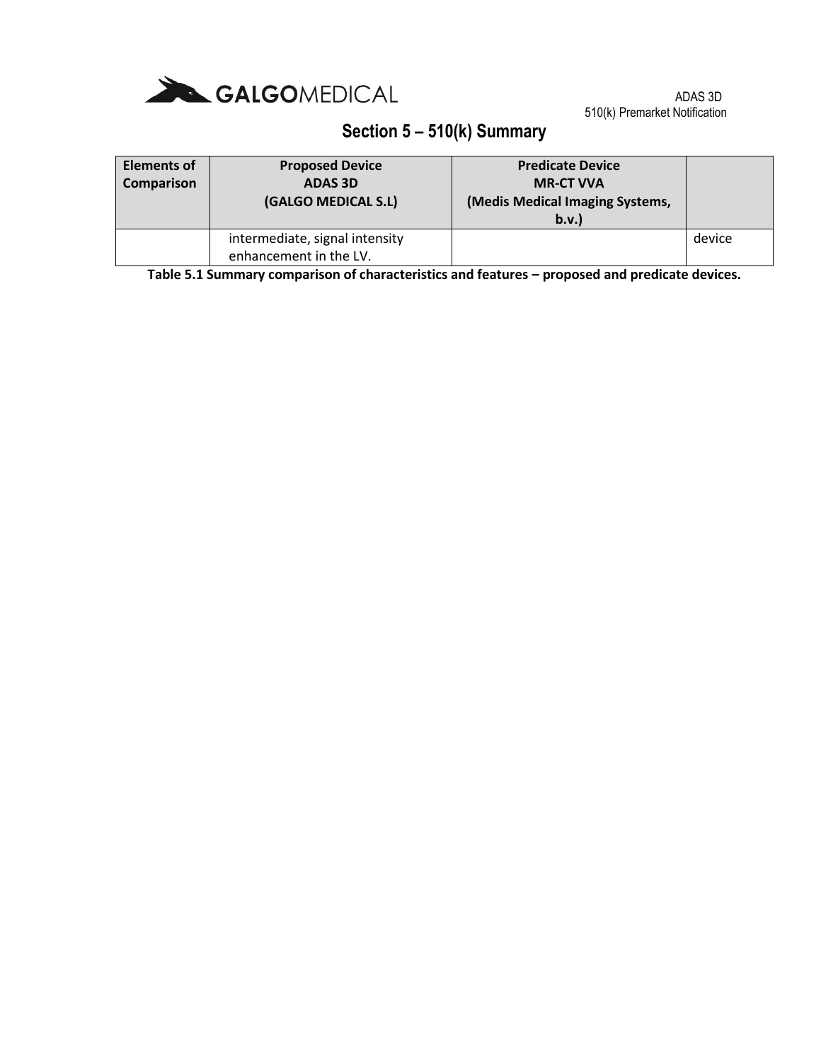# Section 5 – 510(k) Summary

| Elements of Comparison | Proposed Device ADAS 3D (GALGO MEDICAL S.L) | Predicate Device MR-CT VVA (Medis Medical Imaging Systems, b.v.) | |
|---|---|---|---|
| | intermediate, signal intensity enhancement in the LV. | | device |

**Table 5.1 Summary comparison of characteristics and features – proposed and predicate devices.**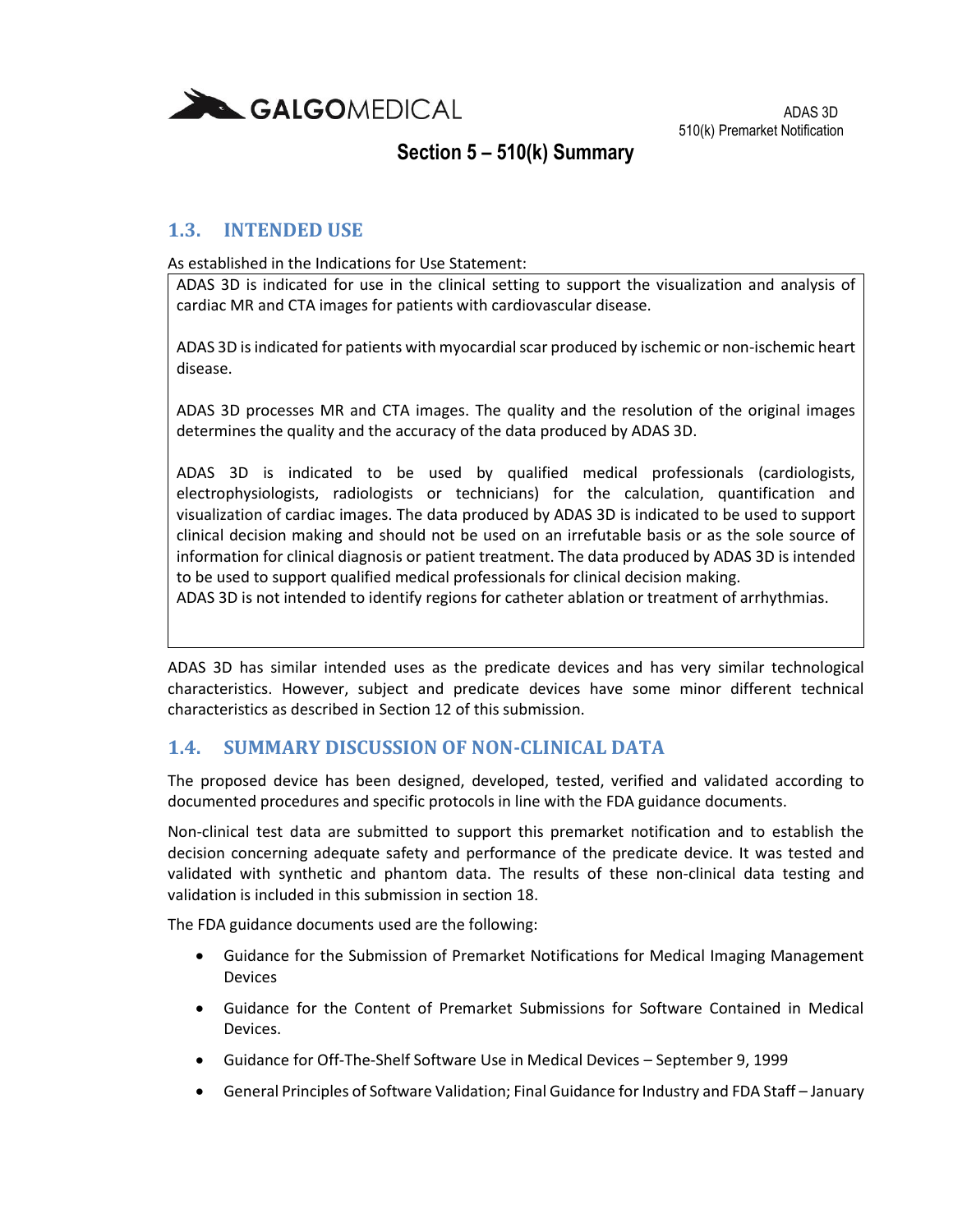## 1.3. INTENDED USE

As established in the Indications for Use Statement:

> ADAS 3D is indicated for use in the clinical setting to support the visualization and analysis of cardiac MR and CTA images for patients with cardiovascular disease.
>
> ADAS 3D is indicated for patients with myocardial scar produced by ischemic or non-ischemic heart disease.
>
> ADAS 3D processes MR and CTA images. The quality and the resolution of the original images determines the quality and the accuracy of the data produced by ADAS 3D.
>
> ADAS 3D is indicated to be used by qualified medical professionals (cardiologists, electrophysiologists, radiologists or technicians) for the calculation, quantification and visualization of cardiac images. The data produced by ADAS 3D is indicated to be used to support clinical decision making and should not be used on an irrefutable basis or as the sole source of information for clinical diagnosis or patient treatment. The data produced by ADAS 3D is intended to be used to support qualified medical professionals for clinical decision making.
> ADAS 3D is not intended to identify regions for catheter ablation or treatment of arrhythmias.

ADAS 3D has similar intended uses as the predicate devices and has very similar technological characteristics. However, subject and predicate devices have some minor different technical characteristics as described in Section 12 of this submission.

## 1.4. SUMMARY DISCUSSION OF NON-CLINICAL DATA

The proposed device has been designed, developed, tested, verified and validated according to documented procedures and specific protocols in line with the FDA guidance documents.

Non-clinical test data are submitted to support this premarket notification and to establish the decision concerning adequate safety and performance of the predicate device. It was tested and validated with synthetic and phantom data. The results of these non-clinical data testing and validation is included in this submission in section 18.

The FDA guidance documents used are the following:

- Guidance for the Submission of Premarket Notifications for Medical Imaging Management Devices
- Guidance for the Content of Premarket Submissions for Software Contained in Medical Devices.
- Guidance for Off-The-Shelf Software Use in Medical Devices – September 9, 1999
- General Principles of Software Validation; Final Guidance for Industry and FDA Staff – January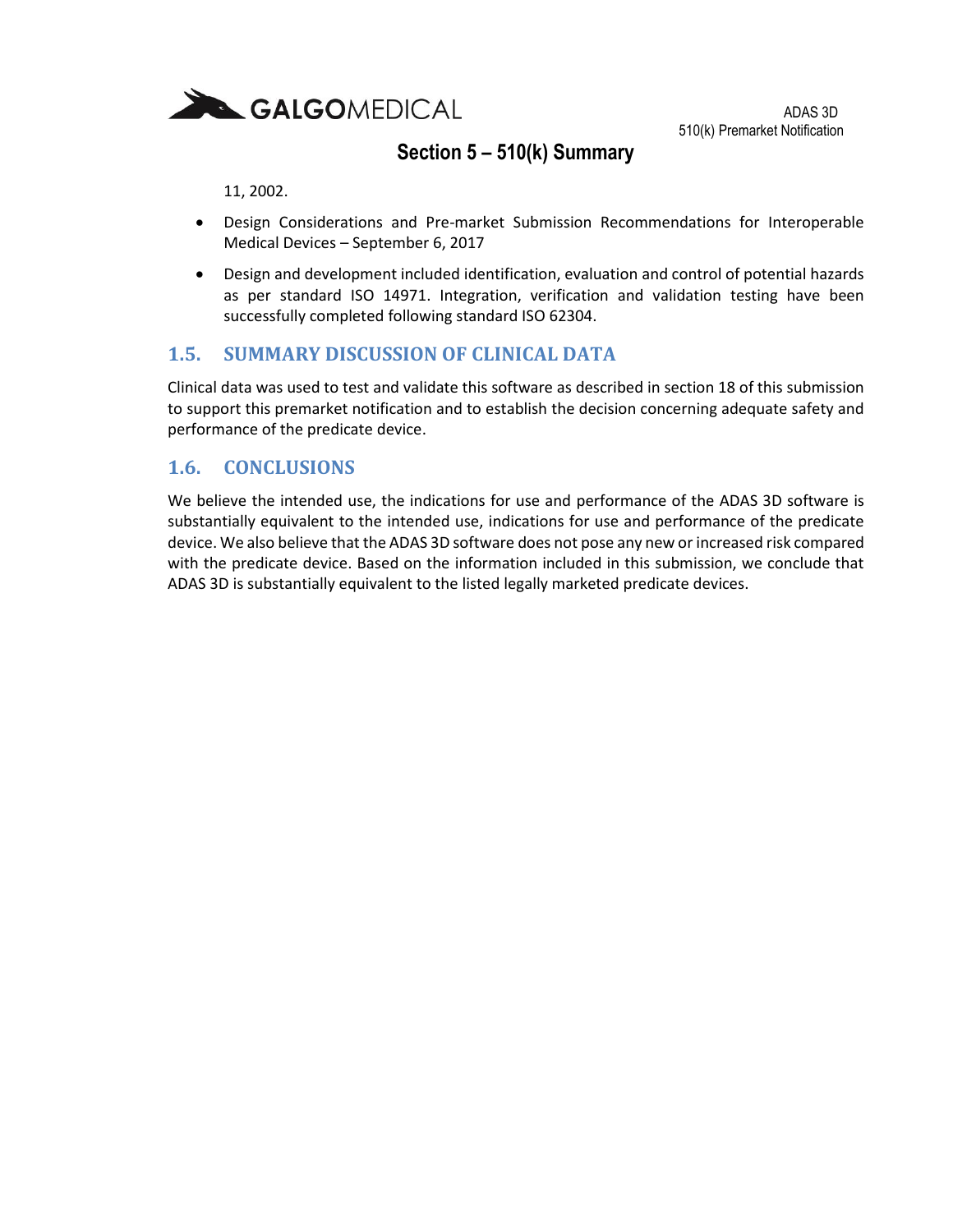11, 2002.

- Design Considerations and Pre-market Submission Recommendations for Interoperable Medical Devices – September 6, 2017
- Design and development included identification, evaluation and control of potential hazards as per standard ISO 14971. Integration, verification and validation testing have been successfully completed following standard ISO 62304.

## 1.5. SUMMARY DISCUSSION OF CLINICAL DATA

Clinical data was used to test and validate this software as described in section 18 of this submission to support this premarket notification and to establish the decision concerning adequate safety and performance of the predicate device.

## 1.6. CONCLUSIONS

We believe the intended use, the indications for use and performance of the ADAS 3D software is substantially equivalent to the intended use, indications for use and performance of the predicate device. We also believe that the ADAS 3D software does not pose any new or increased risk compared with the predicate device. Based on the information included in this submission, we conclude that ADAS 3D is substantially equivalent to the listed legally marketed predicate devices.